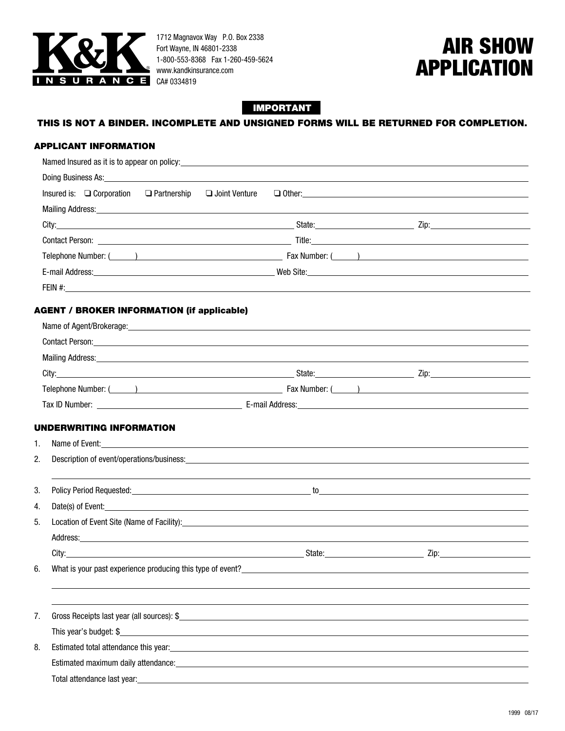K&K INSURANCE

1712 Magnavox Way P.O. Box 2338
Fort Wayne, IN 46801-2338
1-800-553-8368 Fax 1-260-459-5624
www.kandkinsurance.com
CA# 0334819

# AIR SHOW APPLICATION

**IMPORTANT**

**THIS IS NOT A BINDER. INCOMPLETE AND UNSIGNED FORMS WILL BE RETURNED FOR COMPLETION.**

## APPLICANT INFORMATION

Named Insured as it is to appear on policy: ____________________

Doing Business As: ____________________

Insured is: ❑ Corporation ❑ Partnership ❑ Joint Venture ❑ Other: ____________________

Mailing Address: ____________________

City: ____________________ State: ____________________ Zip: ____________________

Contact Person: ____________________ Title: ____________________

Telephone Number: ( ) ____________________ Fax Number: ( ) ____________________

E-mail Address: ____________________ Web Site: ____________________

FEIN #: ____________________

## AGENT / BROKER INFORMATION (if applicable)

Name of Agent/Brokerage: ____________________

Contact Person: ____________________

Mailing Address: ____________________

City: ____________________ State: ____________________ Zip: ____________________

Telephone Number: ( ) ____________________ Fax Number: ( ) ____________________

Tax ID Number: ____________________ E-mail Address: ____________________

## UNDERWRITING INFORMATION

1. Name of Event: ____________________
2. Description of event/operations/business: ____________________
3. Policy Period Requested: ____________________ to ____________________
4. Date(s) of Event: ____________________
5. Location of Event Site (Name of Facility): ____________________

   Address: ____________________

   City: ____________________ State: ____________________ Zip: ____________________
6. What is your past experience producing this type of event? ____________________
7. Gross Receipts last year (all sources): $ ____________________

   This year's budget: $ ____________________
8. Estimated total attendance this year: ____________________

   Estimated maximum daily attendance: ____________________

   Total attendance last year: ____________________

1999 08/17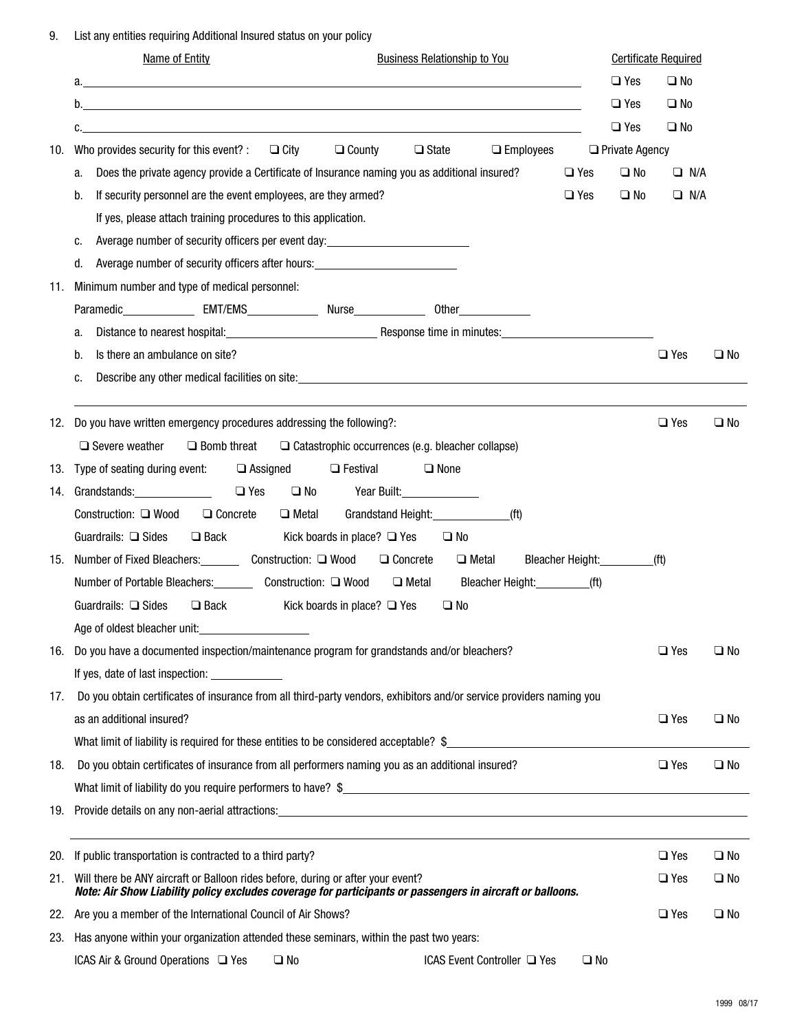9. List any entities requiring Additional Insured status on your policy

| Name of Entity | Business Relationship to You | Certificate Required |
|---|---|---|
| a.______________________ | ______________________ | ❑ Yes ❑ No |
| b.______________________ | ______________________ | ❑ Yes ❑ No |
| c.______________________ | ______________________ | ❑ Yes ❑ No |

10. Who provides security for this event? : ❑ City ❑ County ❑ State ❑ Employees ❑ Private Agency
    a. Does the private agency provide a Certificate of Insurance naming you as additional insured? ❑ Yes ❑ No ❑ N/A
    b. If security personnel are the event employees, are they armed? ❑ Yes ❑ No ❑ N/A
       If yes, please attach training procedures to this application.
    c. Average number of security officers per event day:______________________
    d. Average number of security officers after hours:______________________

11. Minimum number and type of medical personnel:
    Paramedic___________ EMT/EMS___________ Nurse___________ Other___________
    a. Distance to nearest hospital:______________________ Response time in minutes:______________________
    b. Is there an ambulance on site? ❑ Yes ❑ No
    c. Describe any other medical facilities on site:______________________________________________

12. Do you have written emergency procedures addressing the following?: ❑ Yes ❑ No
    ❑ Severe weather ❑ Bomb threat ❑ Catastrophic occurrences (e.g. bleacher collapse)

13. Type of seating during event: ❑ Assigned ❑ Festival ❑ None

14. Grandstands:____________ ❑ Yes ❑ No Year Built:____________
    Construction: ❑ Wood ❑ Concrete ❑ Metal Grandstand Height:____________(ft)
    Guardrails: ❑ Sides ❑ Back Kick boards in place? ❑ Yes ❑ No

15. Number of Fixed Bleachers:_______ Construction: ❑ Wood ❑ Concrete ❑ Metal Bleacher Height:_________(ft)
    Number of Portable Bleachers:_______ Construction: ❑ Wood ❑ Metal Bleacher Height:_________(ft)
    Guardrails: ❑ Sides ❑ Back Kick boards in place? ❑ Yes ❑ No
    Age of oldest bleacher unit:________________

16. Do you have a documented inspection/maintenance program for grandstands and/or bleachers? ❑ Yes ❑ No
    If yes, date of last inspection: ____________

17. Do you obtain certificates of insurance from all third-party vendors, exhibitors and/or service providers naming you as an additional insured? ❑ Yes ❑ No
    What limit of liability is required for these entities to be considered acceptable? $______________________

18. Do you obtain certificates of insurance from all performers naming you as an additional insured? ❑ Yes ❑ No
    What limit of liability do you require performers to have? $______________________

19. Provide details on any non-aerial attractions:______________________________________________

20. If public transportation is contracted to a third party? ❑ Yes ❑ No

21. Will there be ANY aircraft or Balloon rides before, during or after your event? ❑ Yes ❑ No
    ***Note: Air Show Liability policy excludes coverage for participants or passengers in aircraft or balloons.***

22. Are you a member of the International Council of Air Shows? ❑ Yes ❑ No

23. Has anyone within your organization attended these seminars, within the past two years:
    ICAS Air & Ground Operations ❑ Yes ❑ No ICAS Event Controller ❑ Yes ❑ No

1999 08/17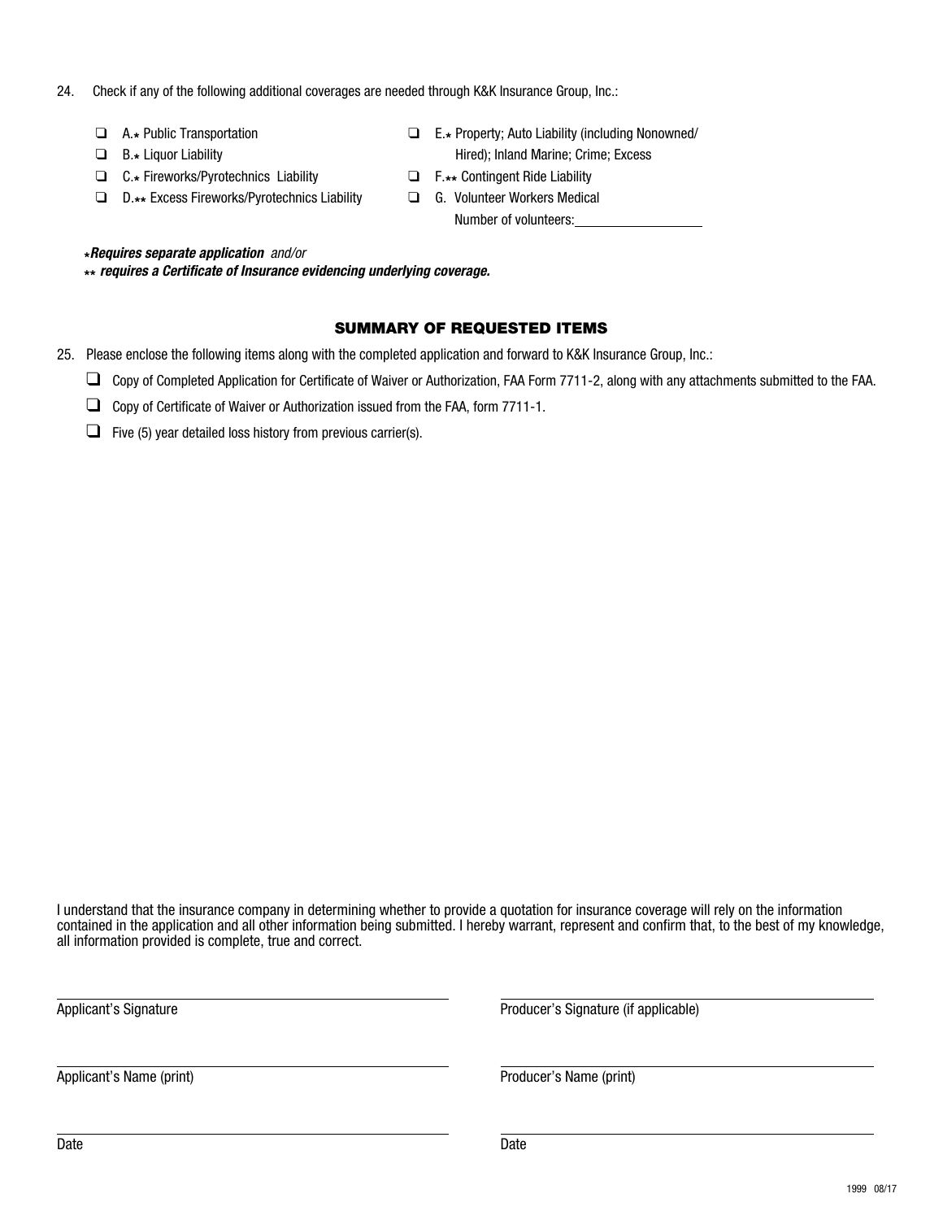24. Check if any of the following additional coverages are needed through K&K Insurance Group, Inc.:

- ❑ A.* Public Transportation
- ❑ B.* Liquor Liability
- ❑ C.* Fireworks/Pyrotechnics Liability
- ❑ D.** Excess Fireworks/Pyrotechnics Liability
- ❑ E.* Property; Auto Liability (including Nonowned/Hired); Inland Marine; Crime; Excess
- ❑ F.** Contingent Ride Liability
- ❑ G. Volunteer Workers Medical
  Number of volunteers: ________________

****Requires separate application*** *and/or*
*** requires a Certificate of Insurance evidencing underlying coverage.***

## SUMMARY OF REQUESTED ITEMS

25. Please enclose the following items along with the completed application and forward to K&K Insurance Group, Inc.:

- ❑ Copy of Completed Application for Certificate of Waiver or Authorization, FAA Form 7711-2, along with any attachments submitted to the FAA.
- ❑ Copy of Certificate of Waiver or Authorization issued from the FAA, form 7711-1.
- ❑ Five (5) year detailed loss history from previous carrier(s).

I understand that the insurance company in determining whether to provide a quotation for insurance coverage will rely on the information contained in the application and all other information being submitted. I hereby warrant, represent and confirm that, to the best of my knowledge, all information provided is complete, true and correct.

| | |
|---|---|
| ______________________________ | ______________________________ |
| Applicant's Signature | Producer's Signature (if applicable) |
| ______________________________ | ______________________________ |
| Applicant's Name (print) | Producer's Name (print) |
| ______________________________ | ______________________________ |
| Date | Date |

1999 08/17